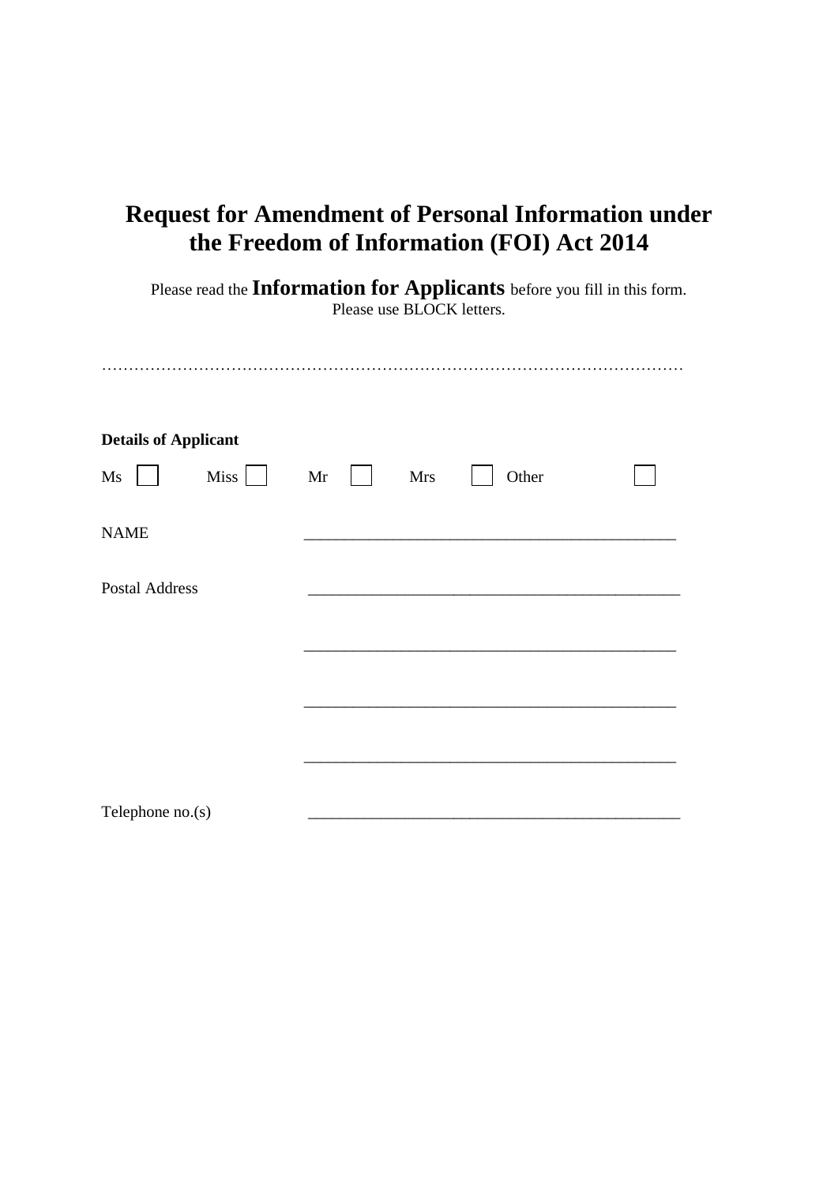# Request for Amendment of Personal Information under the Freedom of Information (FOI) Act 2014

Please read the **Information for Applicants** before you fill in this form.
Please use BLOCK letters.

……………………………………………………………………………………………………

**Details of Applicant**

Ms ☐ Miss ☐ Mr ☐ Mrs ☐ Other ☐

NAME ______________________________________________

Postal Address ______________________________________________

______________________________________________

______________________________________________

______________________________________________

Telephone no.(s) ______________________________________________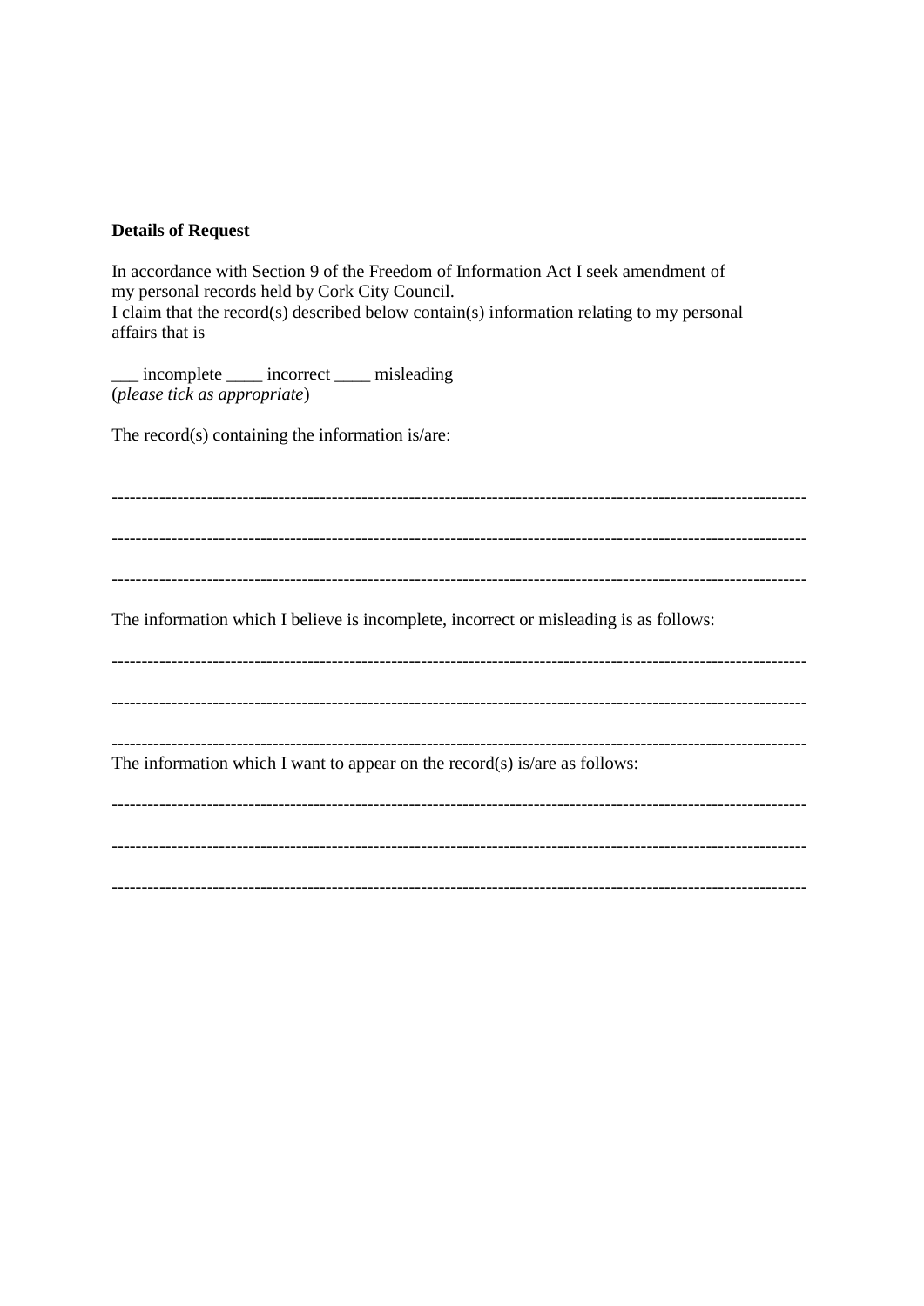**Details of Request**

In accordance with Section 9 of the Freedom of Information Act I seek amendment of my personal records held by Cork City Council.
I claim that the record(s) described below contain(s) information relating to my personal affairs that is

___ incomplete ____ incorrect ____ misleading
(*please tick as appropriate*)

The record(s) containing the information is/are:

-------------------------------------------------------------------------------------------------------------------

-------------------------------------------------------------------------------------------------------------------

-------------------------------------------------------------------------------------------------------------------

The information which I believe is incomplete, incorrect or misleading is as follows:

-------------------------------------------------------------------------------------------------------------------

-------------------------------------------------------------------------------------------------------------------

-------------------------------------------------------------------------------------------------------------------

The information which I want to appear on the record(s) is/are as follows:

-------------------------------------------------------------------------------------------------------------------

-------------------------------------------------------------------------------------------------------------------

-------------------------------------------------------------------------------------------------------------------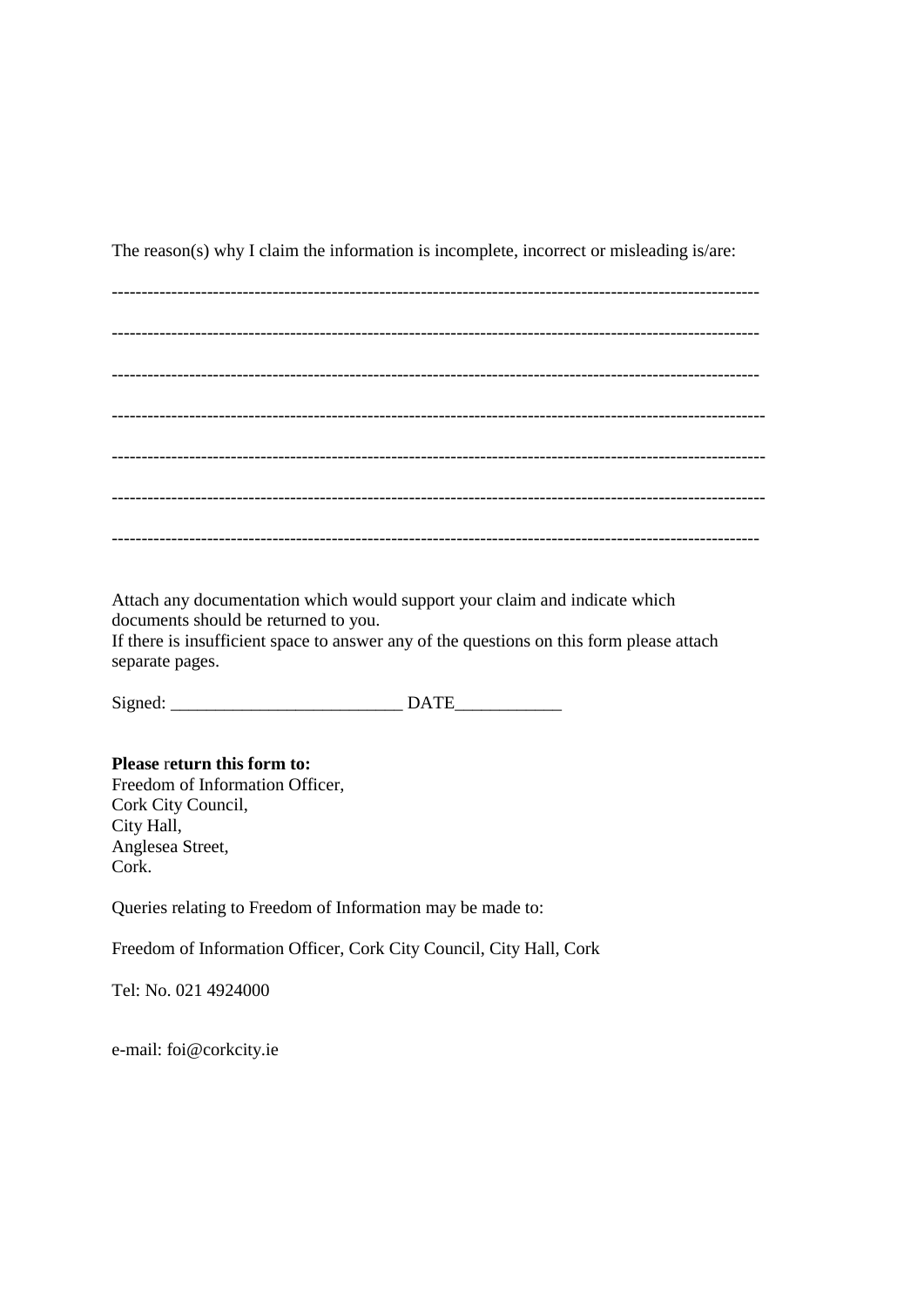The reason(s) why I claim the information is incomplete, incorrect or misleading is/are:

------------------------------------------------------------------------------------------------------------

------------------------------------------------------------------------------------------------------------

------------------------------------------------------------------------------------------------------------

------------------------------------------------------------------------------------------------------------

------------------------------------------------------------------------------------------------------------

------------------------------------------------------------------------------------------------------------

------------------------------------------------------------------------------------------------------------

Attach any documentation which would support your claim and indicate which documents should be returned to you.
If there is insufficient space to answer any of the questions on this form please attach separate pages.

Signed: __________________________ DATE____________

**Please return this form to:**
Freedom of Information Officer,
Cork City Council,
City Hall,
Anglesea Street,
Cork.

Queries relating to Freedom of Information may be made to:

Freedom of Information Officer, Cork City Council, City Hall, Cork

Tel: No. 021 4924000

e-mail: foi@corkcity.ie